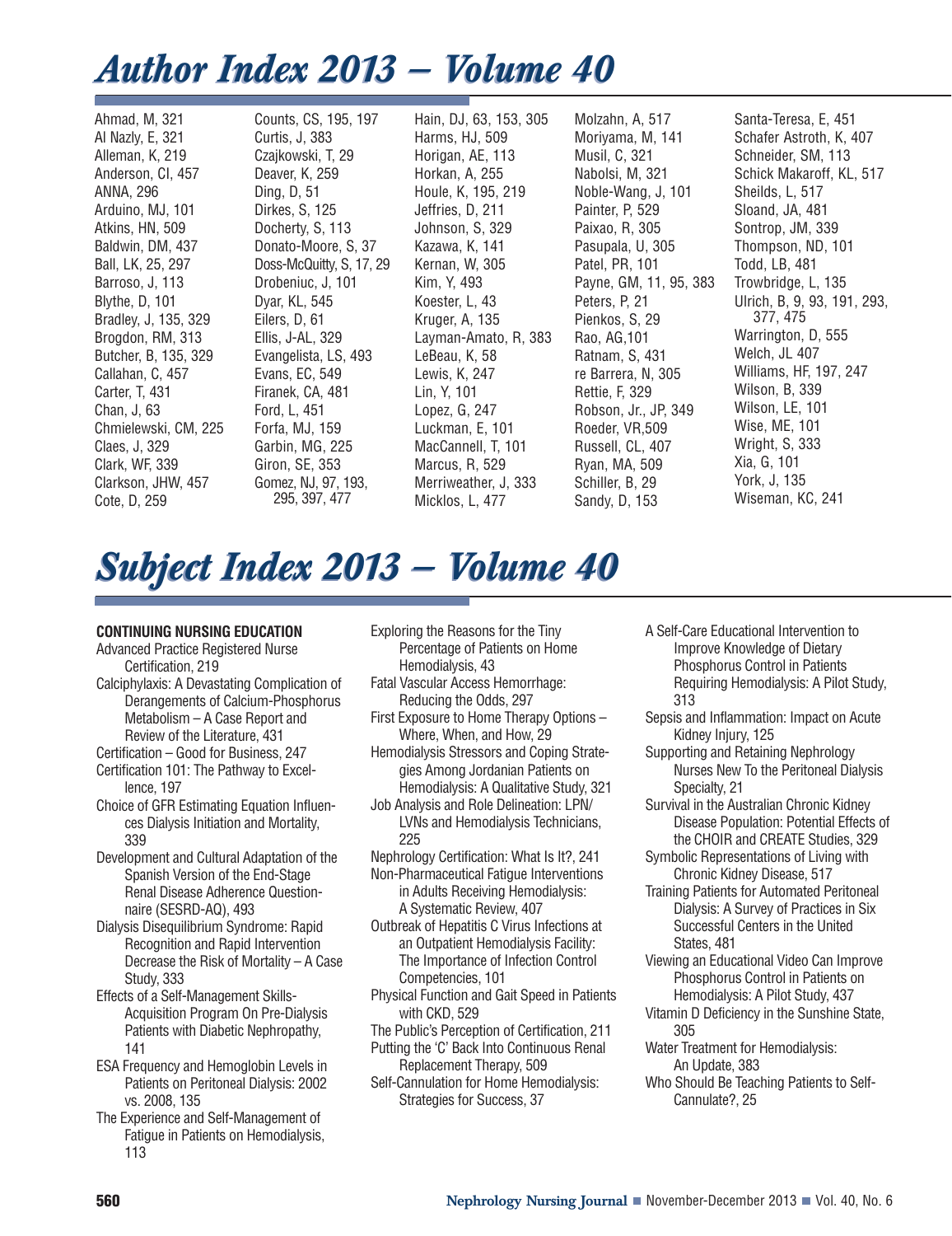# *Author Index 2013 – Volume 40*

Ahmad, M, 321
Al Nazly, E, 321
Alleman, K, 219
Anderson, CI, 457
ANNA, 296
Arduino, MJ, 101
Atkins, HN, 509
Baldwin, DM, 437
Ball, LK, 25, 297
Barroso, J, 113
Blythe, D, 101
Bradley, J, 135, 329
Brogdon, RM, 313
Butcher, B, 135, 329
Callahan, C, 457
Carter, T, 431
Chan, J, 63
Chmielewski, CM, 225
Claes, J, 329
Clark, WF, 339
Clarkson, JHW, 457
Cote, D, 259
Counts, CS, 195, 197
Curtis, J, 383
Czajkowski, T, 29
Deaver, K, 259
Ding, D, 51
Dirkes, S, 125
Docherty, S, 113
Donato-Moore, S, 37
Doss-McQuitty, S, 17, 29
Drobeniuc, J, 101
Dyar, KL, 545
Eilers, D, 61
Ellis, J-AL, 329
Evangelista, LS, 493
Evans, EC, 549
Firanek, CA, 481
Ford, L, 451
Forfa, MJ, 159
Garbin, MG, 225
Giron, SE, 353
Gomez, NJ, 97, 193, 295, 397, 477
Hain, DJ, 63, 153, 305
Harms, HJ, 509
Horigan, AE, 113
Horkan, A, 255
Houle, K, 195, 219
Jeffries, D, 211
Johnson, S, 329
Kazawa, K, 141
Kernan, W, 305
Kim, Y, 493
Koester, L, 43
Kruger, A, 135
Layman-Amato, R, 383
LeBeau, K, 58
Lewis, K, 247
Lin, Y, 101
Lopez, G, 247
Luckman, E, 101
MacCannell, T, 101
Marcus, R, 529
Merriweather, J, 333
Micklos, L, 477
Molzahn, A, 517
Moriyama, M, 141
Musil, C, 321
Nabolsi, M, 321
Noble-Wang, J, 101
Painter, P, 529
Paixao, R, 305
Pasupala, U, 305
Patel, PR, 101
Payne, GM, 11, 95, 383
Peters, P, 21
Pienkos, S, 29
Rao, AG,101
Ratnam, S, 431
re Barrera, N, 305
Rettie, F, 329
Robson, Jr., JP, 349
Roeder, VR,509
Russell, CL, 407
Ryan, MA, 509
Schiller, B, 29
Sandy, D, 153
Santa-Teresa, E, 451
Schafer Astroth, K, 407
Schneider, SM, 113
Schick Makaroff, KL, 517
Sheilds, L, 517
Sloand, JA, 481
Sontrop, JM, 339
Thompson, ND, 101
Todd, LB, 481
Trowbridge, L, 135
Ulrich, B, 9, 93, 191, 293, 377, 475
Warrington, D, 555
Welch, JL 407
Williams, HF, 197, 247
Wilson, B, 339
Wilson, LE, 101
Wise, ME, 101
Wright, S, 333
Xia, G, 101
York, J, 135
Wiseman, KC, 241

# *Subject Index 2013 – Volume 40*

**CONTINUING NURSING EDUCATION**

Advanced Practice Registered Nurse Certification, 219
Calciphylaxis: A Devastating Complication of Derangements of Calcium-Phosphorus Metabolism – A Case Report and Review of the Literature, 431
Certification – Good for Business, 247
Certification 101: The Pathway to Excellence, 197
Choice of GFR Estimating Equation Influences Dialysis Initiation and Mortality, 339
Development and Cultural Adaptation of the Spanish Version of the End-Stage Renal Disease Adherence Questionnaire (SESRD-AQ), 493
Dialysis Disequilibrium Syndrome: Rapid Recognition and Rapid Intervention Decrease the Risk of Mortality – A Case Study, 333
Effects of a Self-Management Skills-Acquisition Program On Pre-Dialysis Patients with Diabetic Nephropathy, 141
ESA Frequency and Hemoglobin Levels in Patients on Peritoneal Dialysis: 2002 vs. 2008, 135
The Experience and Self-Management of Fatigue in Patients on Hemodialysis, 113
Exploring the Reasons for the Tiny Percentage of Patients on Home Hemodialysis, 43
Fatal Vascular Access Hemorrhage: Reducing the Odds, 297
First Exposure to Home Therapy Options – Where, When, and How, 29
Hemodialysis Stressors and Coping Strategies Among Jordanian Patients on Hemodialysis: A Qualitative Study, 321
Job Analysis and Role Delineation: LPN/LVNs and Hemodialysis Technicians, 225
Nephrology Certification: What Is It?, 241
Non-Pharmaceutical Fatigue Interventions in Adults Receiving Hemodialysis: A Systematic Review, 407
Outbreak of Hepatitis C Virus Infections at an Outpatient Hemodialysis Facility: The Importance of Infection Control Competencies, 101
Physical Function and Gait Speed in Patients with CKD, 529
The Public's Perception of Certification, 211
Putting the 'C' Back Into Continuous Renal Replacement Therapy, 509
Self-Cannulation for Home Hemodialysis: Strategies for Success, 37
A Self-Care Educational Intervention to Improve Knowledge of Dietary Phosphorus Control in Patients Requiring Hemodialysis: A Pilot Study, 313
Sepsis and Inflammation: Impact on Acute Kidney Injury, 125
Supporting and Retaining Nephrology Nurses New To the Peritoneal Dialysis Specialty, 21
Survival in the Australian Chronic Kidney Disease Population: Potential Effects of the CHOIR and CREATE Studies, 329
Symbolic Representations of Living with Chronic Kidney Disease, 517
Training Patients for Automated Peritoneal Dialysis: A Survey of Practices in Six Successful Centers in the United States, 481
Viewing an Educational Video Can Improve Phosphorus Control in Patients on Hemodialysis: A Pilot Study, 437
Vitamin D Deficiency in the Sunshine State, 305
Water Treatment for Hemodialysis: An Update, 383
Who Should Be Teaching Patients to Self-Cannulate?, 25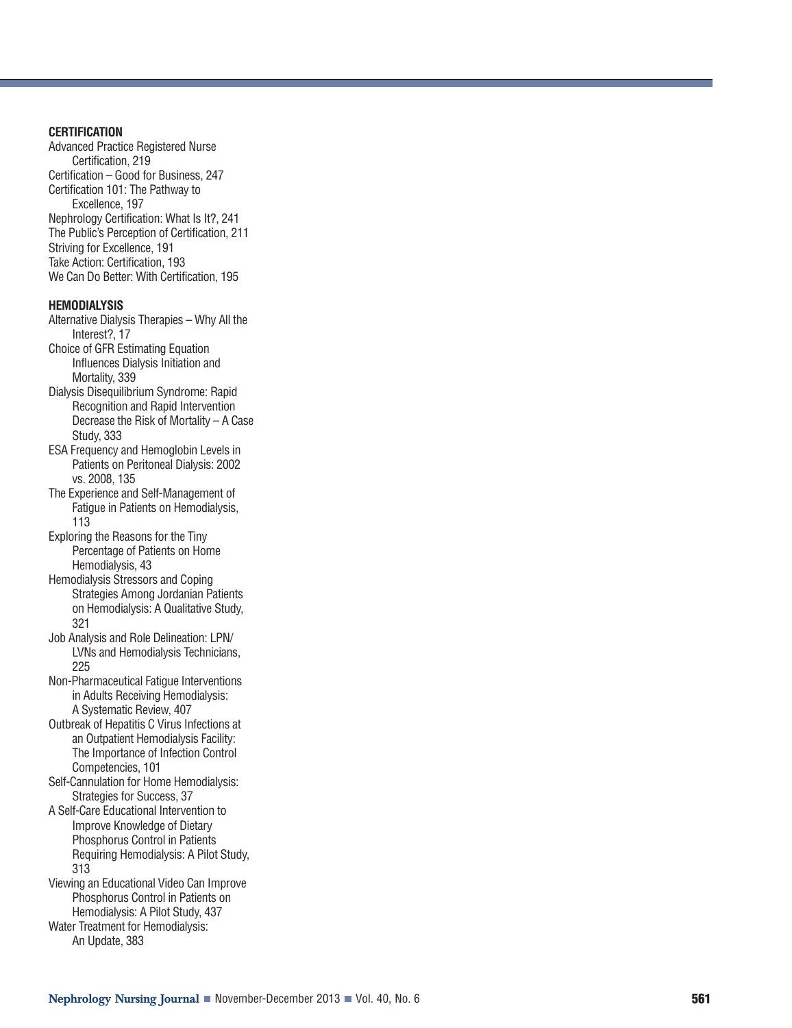**CERTIFICATION**

Advanced Practice Registered Nurse Certification, 219
Certification – Good for Business, 247
Certification 101: The Pathway to Excellence, 197
Nephrology Certification: What Is It?, 241
The Public's Perception of Certification, 211
Striving for Excellence, 191
Take Action: Certification, 193
We Can Do Better: With Certification, 195

**HEMODIALYSIS**

Alternative Dialysis Therapies – Why All the Interest?, 17
Choice of GFR Estimating Equation Influences Dialysis Initiation and Mortality, 339
Dialysis Disequilibrium Syndrome: Rapid Recognition and Rapid Intervention Decrease the Risk of Mortality – A Case Study, 333
ESA Frequency and Hemoglobin Levels in Patients on Peritoneal Dialysis: 2002 vs. 2008, 135
The Experience and Self-Management of Fatigue in Patients on Hemodialysis, 113
Exploring the Reasons for the Tiny Percentage of Patients on Home Hemodialysis, 43
Hemodialysis Stressors and Coping Strategies Among Jordanian Patients on Hemodialysis: A Qualitative Study, 321
Job Analysis and Role Delineation: LPN/LVNs and Hemodialysis Technicians, 225
Non-Pharmaceutical Fatigue Interventions in Adults Receiving Hemodialysis: A Systematic Review, 407
Outbreak of Hepatitis C Virus Infections at an Outpatient Hemodialysis Facility: The Importance of Infection Control Competencies, 101
Self-Cannulation for Home Hemodialysis: Strategies for Success, 37
A Self-Care Educational Intervention to Improve Knowledge of Dietary Phosphorus Control in Patients Requiring Hemodialysis: A Pilot Study, 313
Viewing an Educational Video Can Improve Phosphorus Control in Patients on Hemodialysis: A Pilot Study, 437
Water Treatment for Hemodialysis: An Update, 383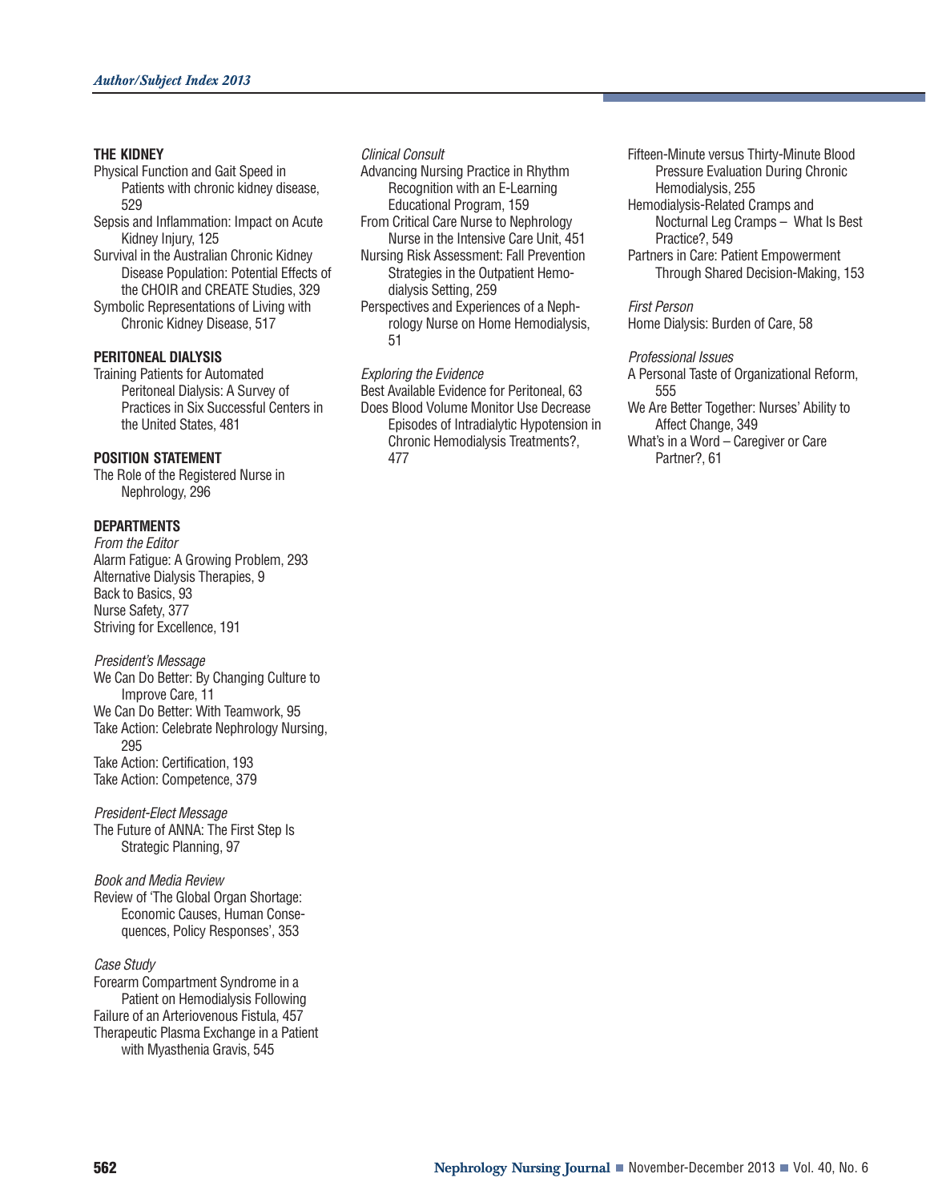## THE KIDNEY

Physical Function and Gait Speed in Patients with chronic kidney disease, 529

Sepsis and Inflammation: Impact on Acute Kidney Injury, 125

Survival in the Australian Chronic Kidney Disease Population: Potential Effects of the CHOIR and CREATE Studies, 329

Symbolic Representations of Living with Chronic Kidney Disease, 517

## PERITONEAL DIALYSIS

Training Patients for Automated Peritoneal Dialysis: A Survey of Practices in Six Successful Centers in the United States, 481

## POSITION STATEMENT

The Role of the Registered Nurse in Nephrology, 296

## DEPARTMENTS

*From the Editor*

Alarm Fatigue: A Growing Problem, 293

Alternative Dialysis Therapies, 9

Back to Basics, 93

Nurse Safety, 377

Striving for Excellence, 191

*President's Message*

We Can Do Better: By Changing Culture to Improve Care, 11

We Can Do Better: With Teamwork, 95

Take Action: Celebrate Nephrology Nursing, 295

Take Action: Certification, 193

Take Action: Competence, 379

*President-Elect Message*

The Future of ANNA: The First Step Is Strategic Planning, 97

*Book and Media Review*

Review of 'The Global Organ Shortage: Economic Causes, Human Consequences, Policy Responses', 353

*Case Study*

Forearm Compartment Syndrome in a Patient on Hemodialysis Following Failure of an Arteriovenous Fistula, 457

Therapeutic Plasma Exchange in a Patient with Myasthenia Gravis, 545

*Clinical Consult*

Advancing Nursing Practice in Rhythm Recognition with an E-Learning Educational Program, 159

From Critical Care Nurse to Nephrology Nurse in the Intensive Care Unit, 451

Nursing Risk Assessment: Fall Prevention Strategies in the Outpatient Hemodialysis Setting, 259

Perspectives and Experiences of a Nephrology Nurse on Home Hemodialysis, 51

*Exploring the Evidence*

Best Available Evidence for Peritoneal, 63

Does Blood Volume Monitor Use Decrease Episodes of Intradialytic Hypotension in Chronic Hemodialysis Treatments?, 477

Fifteen-Minute versus Thirty-Minute Blood Pressure Evaluation During Chronic Hemodialysis, 255

Hemodialysis-Related Cramps and Nocturnal Leg Cramps – What Is Best Practice?, 549

Partners in Care: Patient Empowerment Through Shared Decision-Making, 153

*First Person*

Home Dialysis: Burden of Care, 58

*Professional Issues*

A Personal Taste of Organizational Reform, 555

We Are Better Together: Nurses' Ability to Affect Change, 349

What's in a Word – Caregiver or Care Partner?, 61